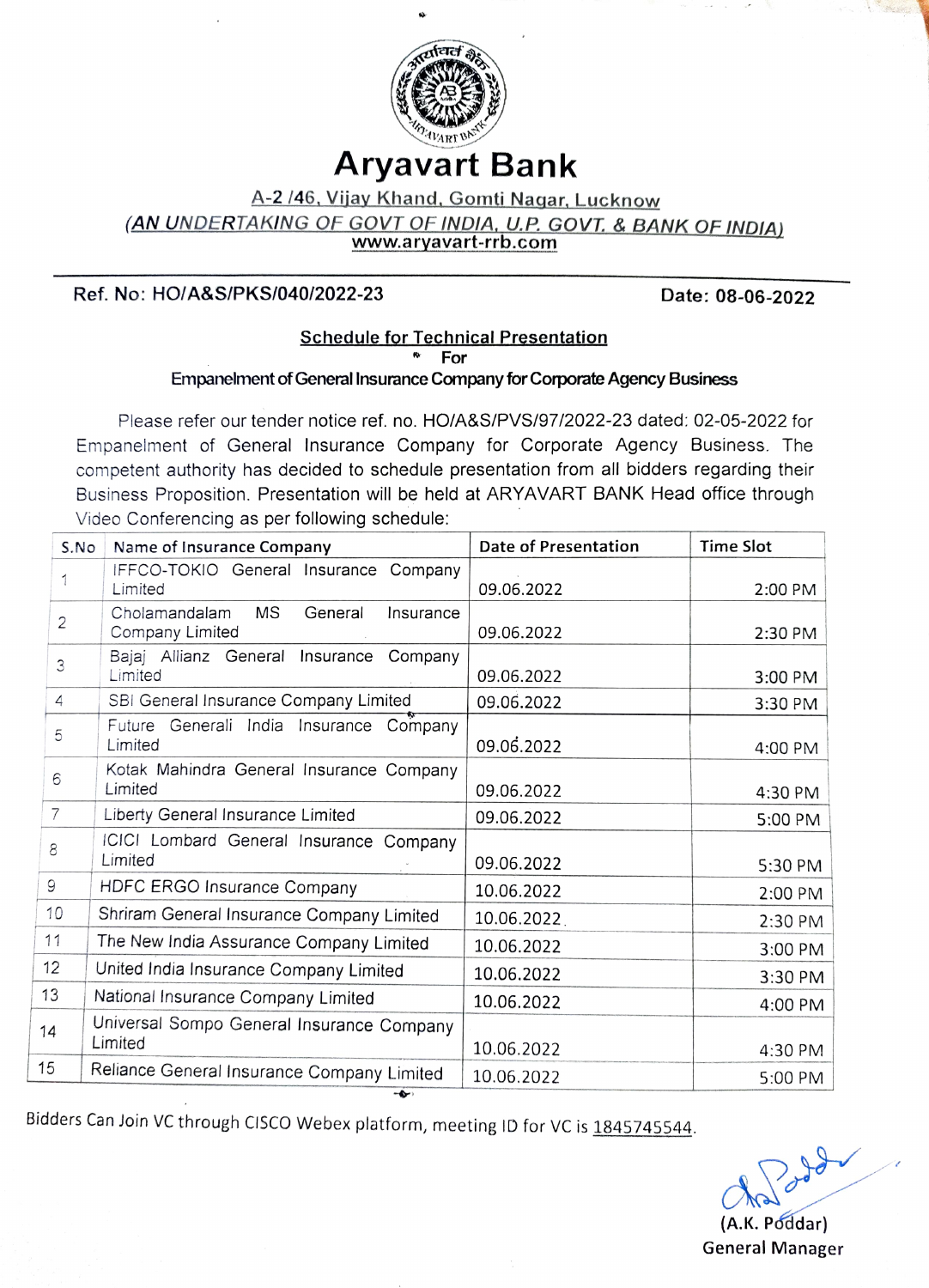# Aryavart Bank

A-2 /46, Vijay Khand, Gomti Nagar, Lucknow

*(AN UNDERTAKING OF GOVT OF INDIA, U.P. GOVT. & BANK OF INDIA)*

www.aryavart-rrb.com

---

**Ref. No: HO/A&S/PKS/040/2022-23** **Date: 08-06-2022**

## Schedule for Technical Presentation

**For**

**Empanelment of General Insurance Company for Corporate Agency Business**

Please refer our tender notice ref. no. HO/A&S/PVS/97/2022-23 dated: 02-05-2022 for Empanelment of General Insurance Company for Corporate Agency Business. The competent authority has decided to schedule presentation from all bidders regarding their Business Proposition. Presentation will be held at ARYAVART BANK Head office through Video Conferencing as per following schedule:

| S.No | Name of Insurance Company | Date of Presentation | Time Slot |
|---|---|---|---|
| 1 | IFFCO-TOKIO General Insurance Company Limited | 09.06.2022 | 2:00 PM |
| 2 | Cholamandalam MS General Insurance Company Limited | 09.06.2022 | 2:30 PM |
| 3 | Bajaj Allianz General Insurance Company Limited | 09.06.2022 | 3:00 PM |
| 4 | SBI General Insurance Company Limited | 09.06.2022 | 3:30 PM |
| 5 | Future Generali India Insurance Company Limited | 09.06.2022 | 4:00 PM |
| 6 | Kotak Mahindra General Insurance Company Limited | 09.06.2022 | 4:30 PM |
| 7 | Liberty General Insurance Limited | 09.06.2022 | 5:00 PM |
| 8 | ICICI Lombard General Insurance Company Limited | 09.06.2022 | 5:30 PM |
| 9 | HDFC ERGO Insurance Company | 10.06.2022 | 2:00 PM |
| 10 | Shriram General Insurance Company Limited | 10.06.2022 | 2:30 PM |
| 11 | The New India Assurance Company Limited | 10.06.2022 | 3:00 PM |
| 12 | United India Insurance Company Limited | 10.06.2022 | 3:30 PM |
| 13 | National Insurance Company Limited | 10.06.2022 | 4:00 PM |
| 14 | Universal Sompo General Insurance Company Limited | 10.06.2022 | 4:30 PM |
| 15 | Reliance General Insurance Company Limited | 10.06.2022 | 5:00 PM |

Bidders Can Join VC through CISCO Webex platform, meeting ID for VC is 1845745544.

(A.K. Poddar)
General Manager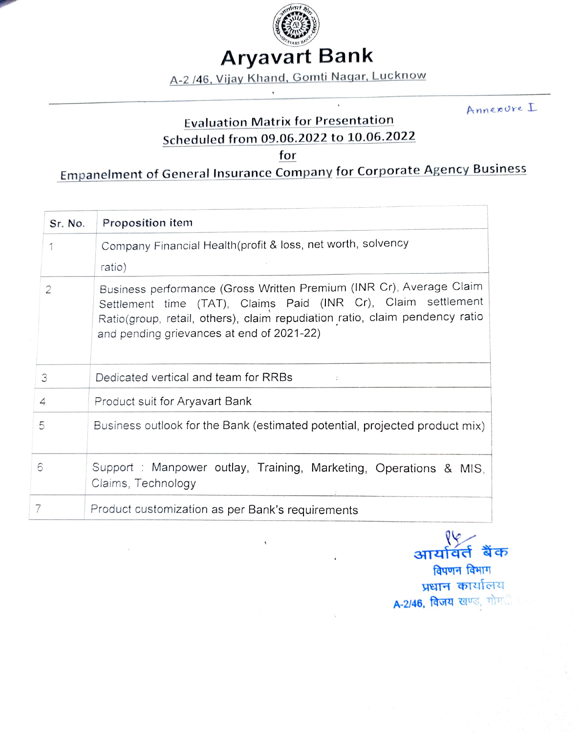# Aryavart Bank

A-2 /46, Vijay Khand, Gomti Nagar, Lucknow

Annexure I

## Evaluation Matrix for Presentation
## Scheduled from 09.06.2022 to 10.06.2022
## for
## Empanelment of General Insurance Company for Corporate Agency Business

| Sr. No. | Proposition item |
|---|---|
| 1 | Company Financial Health(profit & loss, net worth, solvency ratio) |
| 2 | Business performance (Gross Written Premium (INR Cr), Average Claim Settlement time (TAT), Claims Paid (INR Cr), Claim settlement Ratio(group, retail, others), claim repudiation ratio, claim pendency ratio and pending grievances at end of 2021-22) |
| 3 | Dedicated vertical and team for RRBs |
| 4 | Product suit for Aryavart Bank |
| 5 | Business outlook for the Bank (estimated potential, projected product mix) |
| 6 | Support : Manpower outlay, Training, Marketing, Operations & MIS, Claims, Technology |
| 7 | Product customization as per Bank's requirements |

आर्यावर्त बैंक
विपणन विभाग
प्रधान कार्यालय
A-2/46, विजय खण्ड, गोमती